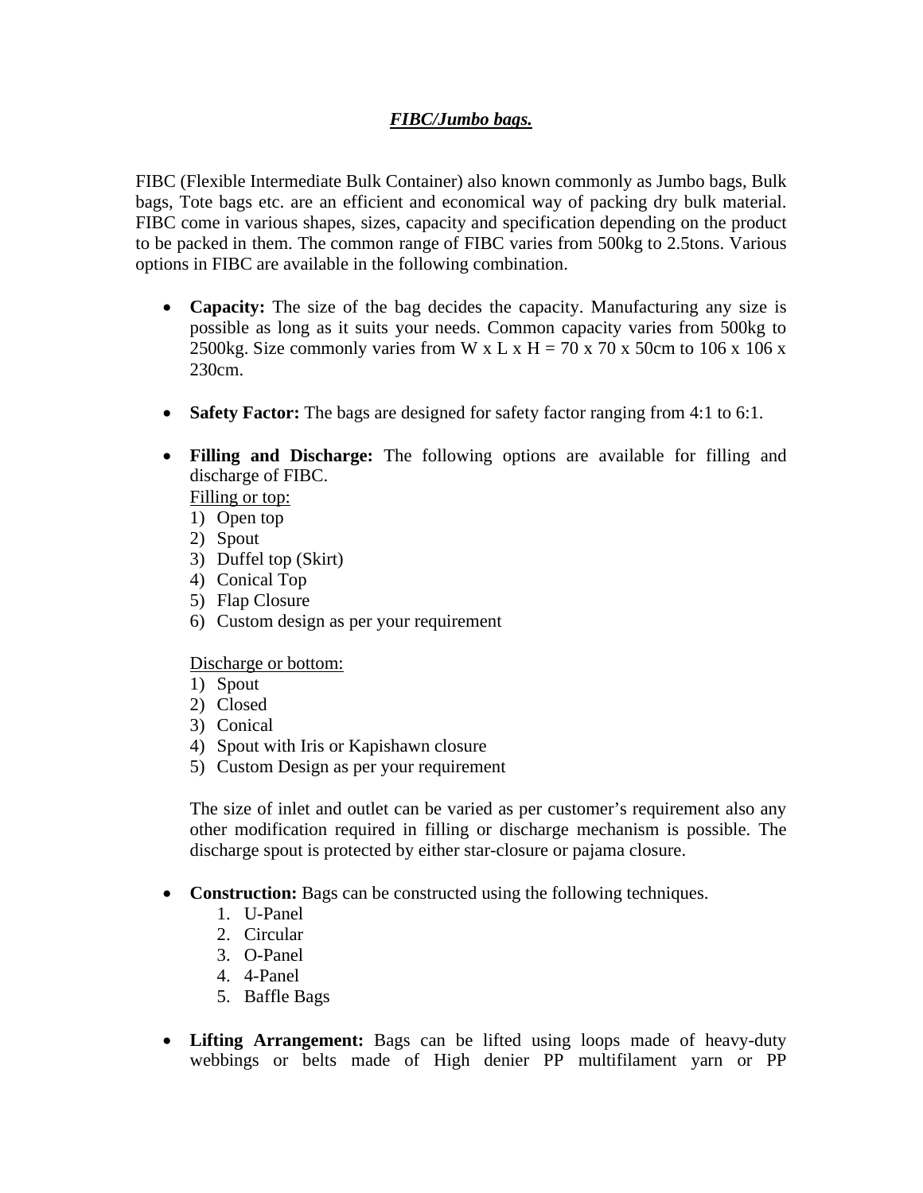# ***FIBC/Jumbo bags.***

FIBC (Flexible Intermediate Bulk Container) also known commonly as Jumbo bags, Bulk bags, Tote bags etc. are an efficient and economical way of packing dry bulk material. FIBC come in various shapes, sizes, capacity and specification depending on the product to be packed in them. The common range of FIBC varies from 500kg to 2.5tons. Various options in FIBC are available in the following combination.

- **Capacity:** The size of the bag decides the capacity. Manufacturing any size is possible as long as it suits your needs. Common capacity varies from 500kg to 2500kg. Size commonly varies from W x L x H = 70 x 70 x 50cm to 106 x 106 x 230cm.

- **Safety Factor:** The bags are designed for safety factor ranging from 4:1 to 6:1.

- **Filling and Discharge:** The following options are available for filling and discharge of FIBC.

  <u>Filling or top:</u>
  1) Open top
  2) Spout
  3) Duffel top (Skirt)
  4) Conical Top
  5) Flap Closure
  6) Custom design as per your requirement

  <u>Discharge or bottom:</u>
  1) Spout
  2) Closed
  3) Conical
  4) Spout with Iris or Kapishawn closure
  5) Custom Design as per your requirement

  The size of inlet and outlet can be varied as per customer's requirement also any other modification required in filling or discharge mechanism is possible. The discharge spout is protected by either star-closure or pajama closure.

- **Construction:** Bags can be constructed using the following techniques.
  1. U-Panel
  2. Circular
  3. O-Panel
  4. 4-Panel
  5. Baffle Bags

- **Lifting Arrangement:** Bags can be lifted using loops made of heavy-duty webbings or belts made of High denier PP multifilament yarn or PP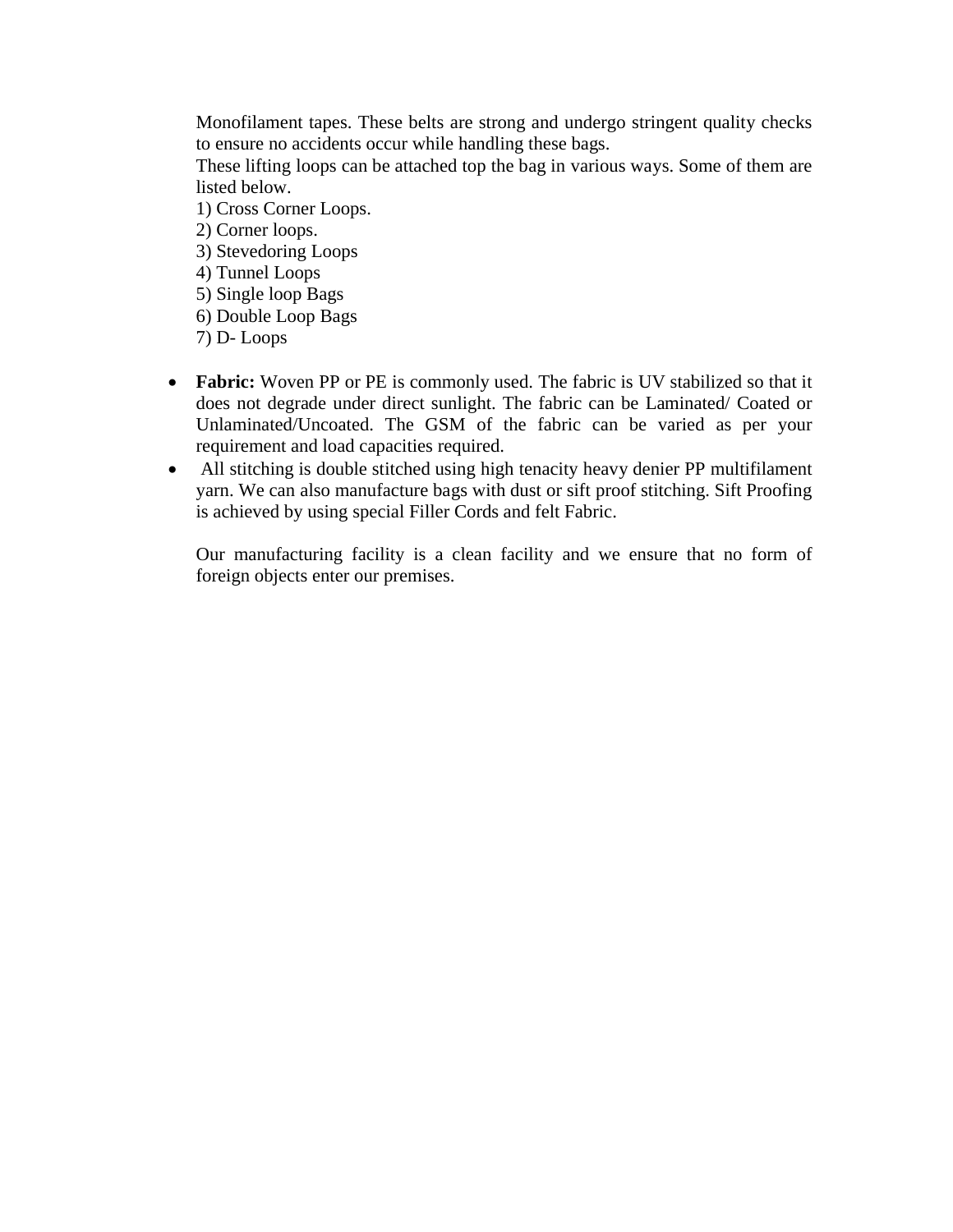Monofilament tapes. These belts are strong and undergo stringent quality checks to ensure no accidents occur while handling these bags.

These lifting loops can be attached top the bag in various ways. Some of them are listed below.

1) Cross Corner Loops.
2) Corner loops.
3) Stevedoring Loops
4) Tunnel Loops
5) Single loop Bags
6) Double Loop Bags
7) D- Loops

- **Fabric:** Woven PP or PE is commonly used. The fabric is UV stabilized so that it does not degrade under direct sunlight. The fabric can be Laminated/ Coated or Unlaminated/Uncoated. The GSM of the fabric can be varied as per your requirement and load capacities required.
- All stitching is double stitched using high tenacity heavy denier PP multifilament yarn. We can also manufacture bags with dust or sift proof stitching. Sift Proofing is achieved by using special Filler Cords and felt Fabric.

Our manufacturing facility is a clean facility and we ensure that no form of foreign objects enter our premises.